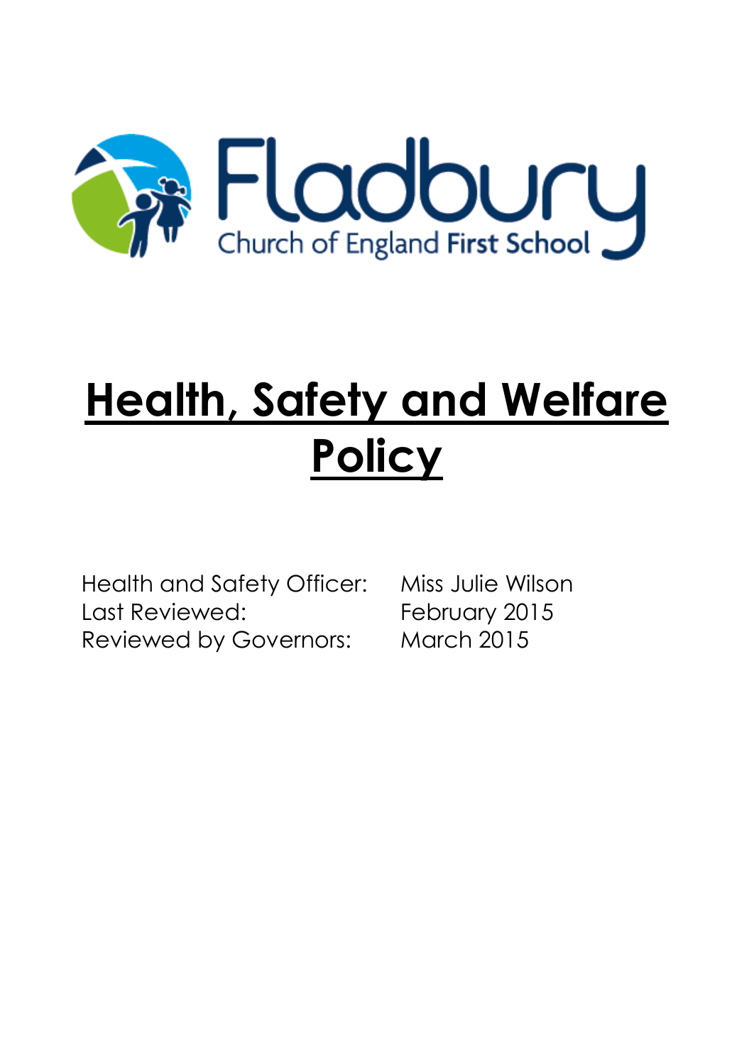Fladbury Church of England First School

# Health, Safety and Welfare Policy

Health and Safety Officer: Miss Julie Wilson
Last Reviewed: February 2015
Reviewed by Governors: March 2015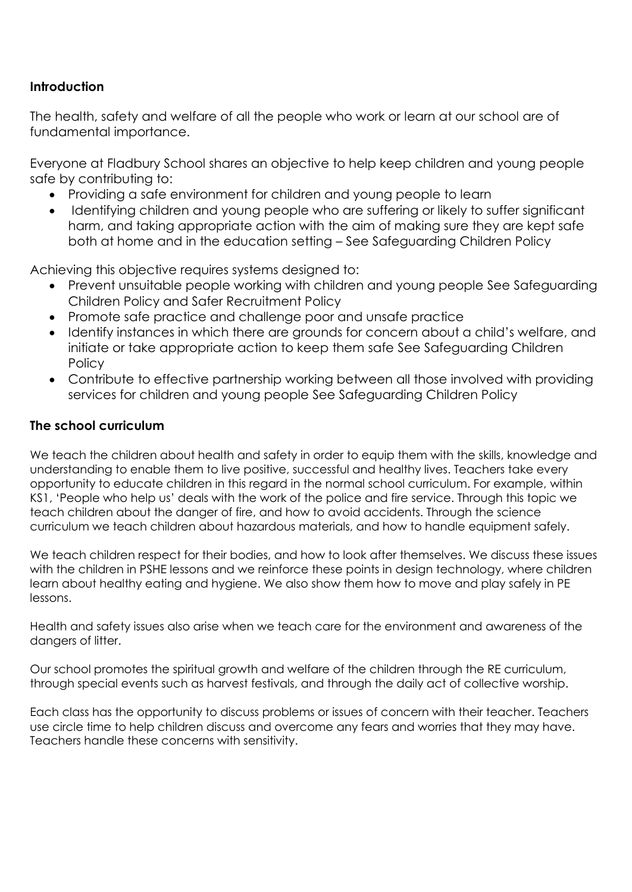**Introduction**

The health, safety and welfare of all the people who work or learn at our school are of fundamental importance.

Everyone at Fladbury School shares an objective to help keep children and young people safe by contributing to:

- Providing a safe environment for children and young people to learn
- Identifying children and young people who are suffering or likely to suffer significant harm, and taking appropriate action with the aim of making sure they are kept safe both at home and in the education setting – See Safeguarding Children Policy

Achieving this objective requires systems designed to:

- Prevent unsuitable people working with children and young people See Safeguarding Children Policy and Safer Recruitment Policy
- Promote safe practice and challenge poor and unsafe practice
- Identify instances in which there are grounds for concern about a child's welfare, and initiate or take appropriate action to keep them safe See Safeguarding Children Policy
- Contribute to effective partnership working between all those involved with providing services for children and young people See Safeguarding Children Policy

**The school curriculum**

We teach the children about health and safety in order to equip them with the skills, knowledge and understanding to enable them to live positive, successful and healthy lives. Teachers take every opportunity to educate children in this regard in the normal school curriculum. For example, within KS1, 'People who help us' deals with the work of the police and fire service. Through this topic we teach children about the danger of fire, and how to avoid accidents. Through the science curriculum we teach children about hazardous materials, and how to handle equipment safely.

We teach children respect for their bodies, and how to look after themselves. We discuss these issues with the children in PSHE lessons and we reinforce these points in design technology, where children learn about healthy eating and hygiene. We also show them how to move and play safely in PE lessons.

Health and safety issues also arise when we teach care for the environment and awareness of the dangers of litter.

Our school promotes the spiritual growth and welfare of the children through the RE curriculum, through special events such as harvest festivals, and through the daily act of collective worship.

Each class has the opportunity to discuss problems or issues of concern with their teacher. Teachers use circle time to help children discuss and overcome any fears and worries that they may have. Teachers handle these concerns with sensitivity.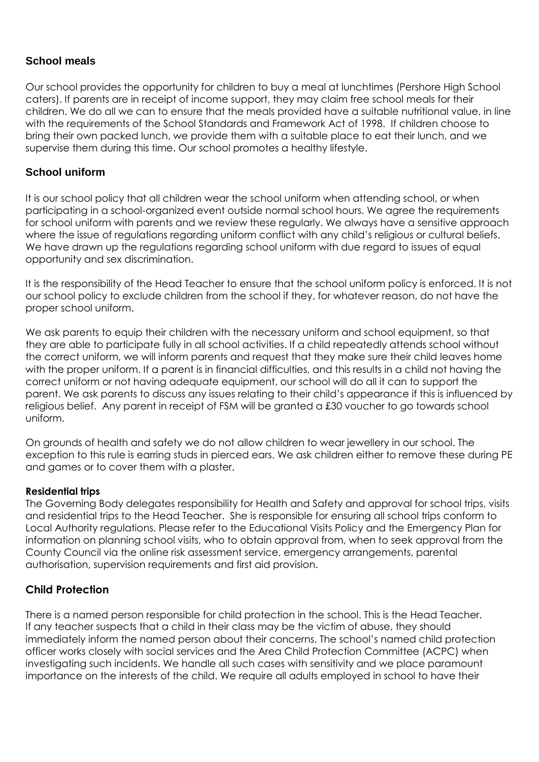## School meals

Our school provides the opportunity for children to buy a meal at lunchtimes (Pershore High School caters). If parents are in receipt of income support, they may claim free school meals for their children. We do all we can to ensure that the meals provided have a suitable nutritional value, in line with the requirements of the School Standards and Framework Act of 1998. If children choose to bring their own packed lunch, we provide them with a suitable place to eat their lunch, and we supervise them during this time. Our school promotes a healthy lifestyle.

## School uniform

It is our school policy that all children wear the school uniform when attending school, or when participating in a school-organized event outside normal school hours. We agree the requirements for school uniform with parents and we review these regularly. We always have a sensitive approach where the issue of regulations regarding uniform conflict with any child's religious or cultural beliefs. We have drawn up the regulations regarding school uniform with due regard to issues of equal opportunity and sex discrimination.

It is the responsibility of the Head Teacher to ensure that the school uniform policy is enforced. It is not our school policy to exclude children from the school if they, for whatever reason, do not have the proper school uniform.

We ask parents to equip their children with the necessary uniform and school equipment, so that they are able to participate fully in all school activities. If a child repeatedly attends school without the correct uniform, we will inform parents and request that they make sure their child leaves home with the proper uniform. If a parent is in financial difficulties, and this results in a child not having the correct uniform or not having adequate equipment, our school will do all it can to support the parent. We ask parents to discuss any issues relating to their child's appearance if this is influenced by religious belief. Any parent in receipt of FSM will be granted a £30 voucher to go towards school uniform.

On grounds of health and safety we do not allow children to wear jewellery in our school. The exception to this rule is earring studs in pierced ears. We ask children either to remove these during PE and games or to cover them with a plaster.

### Residential trips

The Governing Body delegates responsibility for Health and Safety and approval for school trips, visits and residential trips to the Head Teacher. She is responsible for ensuring all school trips conform to Local Authority regulations. Please refer to the Educational Visits Policy and the Emergency Plan for information on planning school visits, who to obtain approval from, when to seek approval from the County Council via the online risk assessment service, emergency arrangements, parental authorisation, supervision requirements and first aid provision.

## Child Protection

There is a named person responsible for child protection in the school. This is the Head Teacher. If any teacher suspects that a child in their class may be the victim of abuse, they should immediately inform the named person about their concerns. The school's named child protection officer works closely with social services and the Area Child Protection Committee (ACPC) when investigating such incidents. We handle all such cases with sensitivity and we place paramount importance on the interests of the child. We require all adults employed in school to have their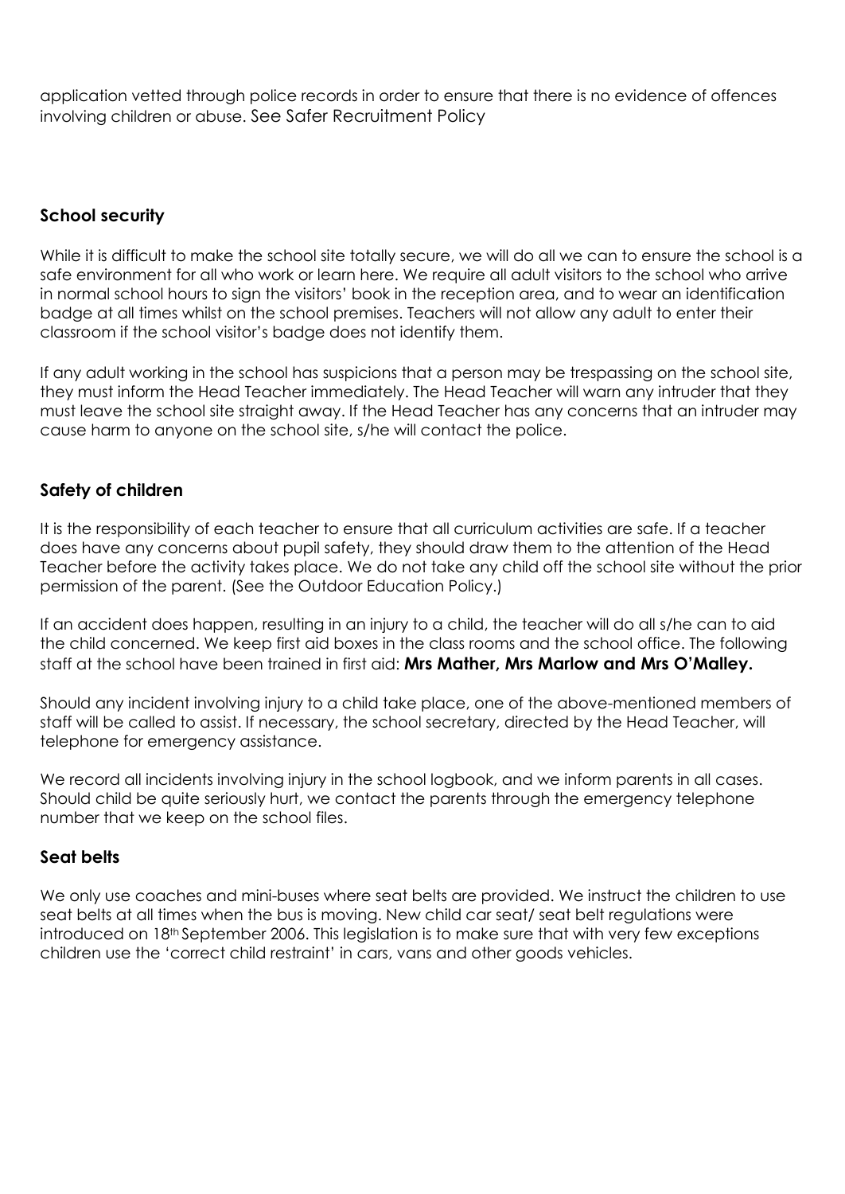application vetted through police records in order to ensure that there is no evidence of offences involving children or abuse. See Safer Recruitment Policy

### School security

While it is difficult to make the school site totally secure, we will do all we can to ensure the school is a safe environment for all who work or learn here. We require all adult visitors to the school who arrive in normal school hours to sign the visitors' book in the reception area, and to wear an identification badge at all times whilst on the school premises. Teachers will not allow any adult to enter their classroom if the school visitor's badge does not identify them.

If any adult working in the school has suspicions that a person may be trespassing on the school site, they must inform the Head Teacher immediately. The Head Teacher will warn any intruder that they must leave the school site straight away. If the Head Teacher has any concerns that an intruder may cause harm to anyone on the school site, s/he will contact the police.

### Safety of children

It is the responsibility of each teacher to ensure that all curriculum activities are safe. If a teacher does have any concerns about pupil safety, they should draw them to the attention of the Head Teacher before the activity takes place. We do not take any child off the school site without the prior permission of the parent. (See the Outdoor Education Policy.)

If an accident does happen, resulting in an injury to a child, the teacher will do all s/he can to aid the child concerned. We keep first aid boxes in the class rooms and the school office. The following staff at the school have been trained in first aid: **Mrs Mather, Mrs Marlow and Mrs O'Malley.**

Should any incident involving injury to a child take place, one of the above-mentioned members of staff will be called to assist. If necessary, the school secretary, directed by the Head Teacher, will telephone for emergency assistance.

We record all incidents involving injury in the school logbook, and we inform parents in all cases. Should child be quite seriously hurt, we contact the parents through the emergency telephone number that we keep on the school files.

### Seat belts

We only use coaches and mini-buses where seat belts are provided. We instruct the children to use seat belts at all times when the bus is moving. New child car seat/ seat belt regulations were introduced on 18th September 2006. This legislation is to make sure that with very few exceptions children use the 'correct child restraint' in cars, vans and other goods vehicles.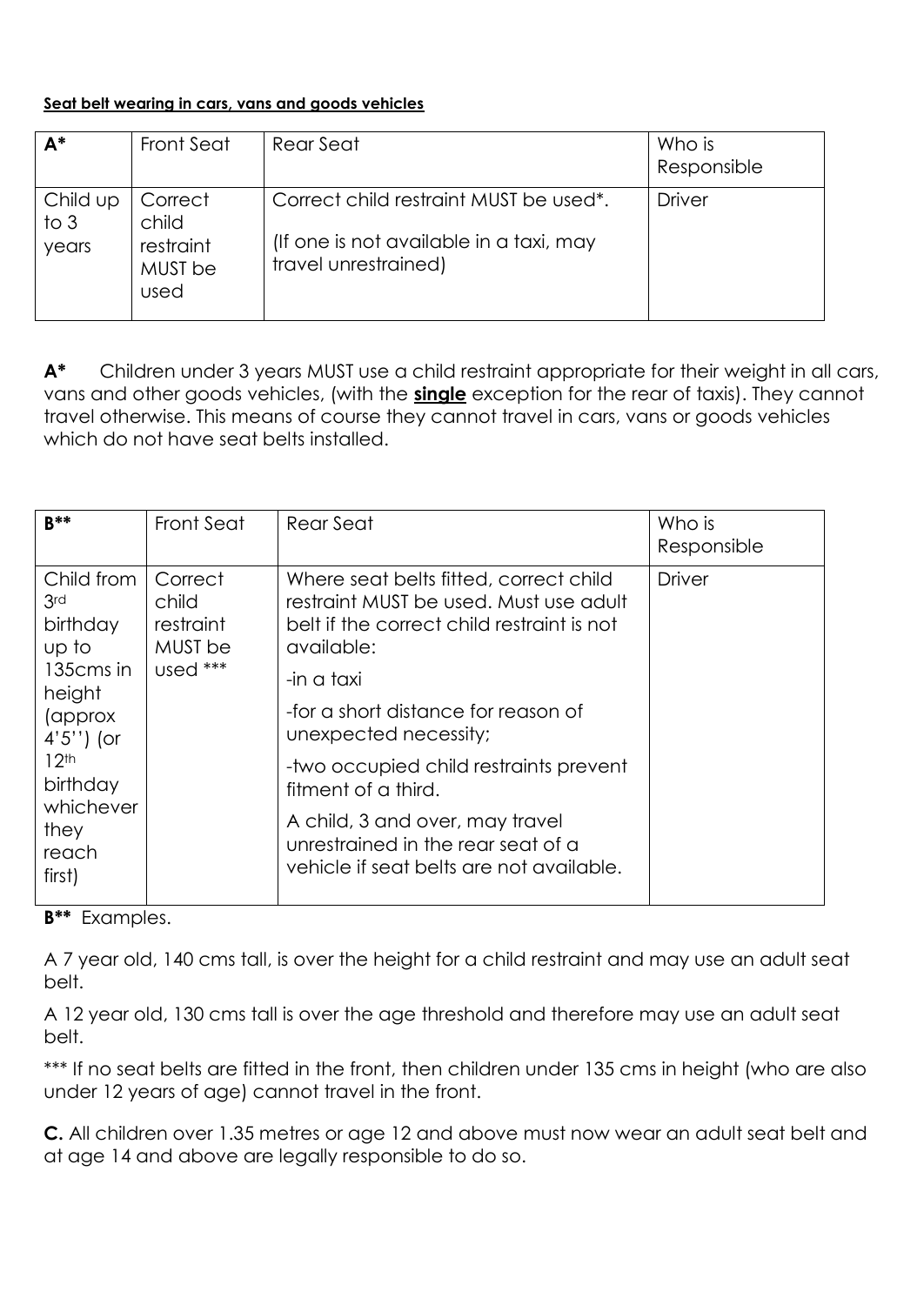**Seat belt wearing in cars, vans and goods vehicles**

| A* | Front Seat | Rear Seat | Who is Responsible |
| --- | --- | --- | --- |
| Child up to 3 years | Correct child restraint MUST be used | Correct child restraint MUST be used*.<br><br>(If one is not available in a taxi, may travel unrestrained) | Driver |

**A*** Children under 3 years MUST use a child restraint appropriate for their weight in all cars, vans and other goods vehicles, (with the **single** exception for the rear of taxis). They cannot travel otherwise. This means of course they cannot travel in cars, vans or goods vehicles which do not have seat belts installed.

| B** | Front Seat | Rear Seat | Who is Responsible |
| --- | --- | --- | --- |
| Child from 3rd birthday up to 135cms in height (approx 4'5'') (or 12th birthday whichever they reach first) | Correct child restraint MUST be used *** | Where seat belts fitted, correct child restraint MUST be used. Must use adult belt if the correct child restraint is not available:<br><br>-in a taxi<br><br>-for a short distance for reason of unexpected necessity;<br><br>-two occupied child restraints prevent fitment of a third.<br><br>A child, 3 and over, may travel unrestrained in the rear seat of a vehicle if seat belts are not available. | Driver |

**B**** Examples.

A 7 year old, 140 cms tall, is over the height for a child restraint and may use an adult seat belt.

A 12 year old, 130 cms tall is over the age threshold and therefore may use an adult seat belt.

*** If no seat belts are fitted in the front, then children under 135 cms in height (who are also under 12 years of age) cannot travel in the front.

**C.** All children over 1.35 metres or age 12 and above must now wear an adult seat belt and at age 14 and above are legally responsible to do so.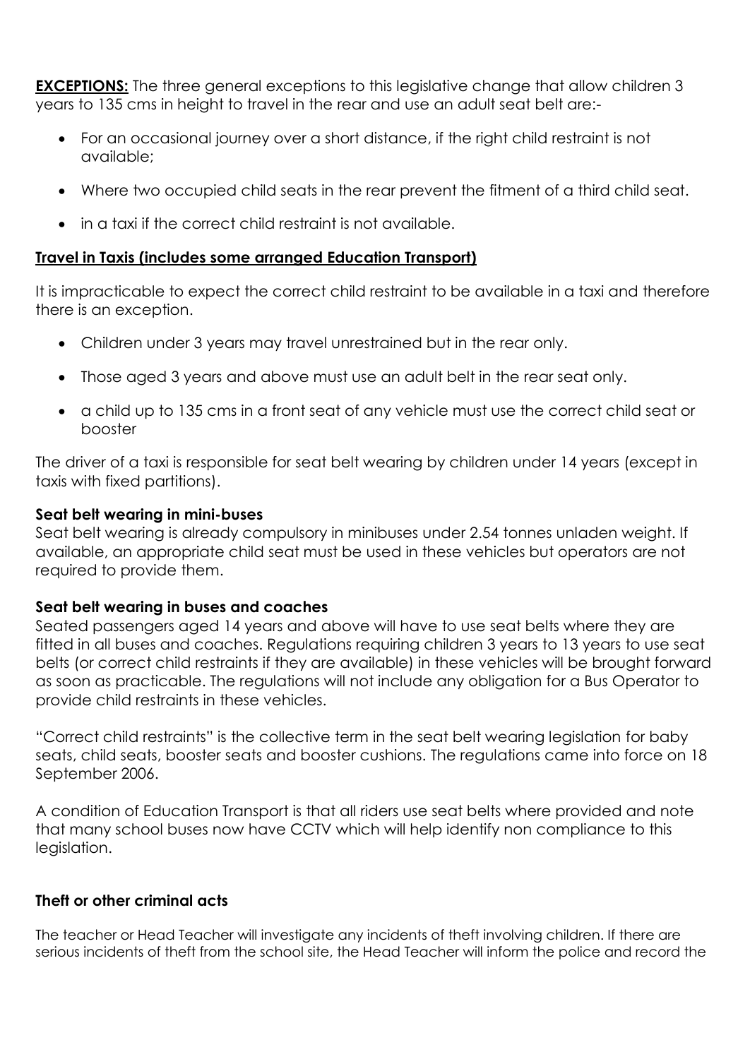**EXCEPTIONS:** The three general exceptions to this legislative change that allow children 3 years to 135 cms in height to travel in the rear and use an adult seat belt are:-

- For an occasional journey over a short distance, if the right child restraint is not available;
- Where two occupied child seats in the rear prevent the fitment of a third child seat.
- in a taxi if the correct child restraint is not available.

**Travel in Taxis (includes some arranged Education Transport)**

It is impracticable to expect the correct child restraint to be available in a taxi and therefore there is an exception.

- Children under 3 years may travel unrestrained but in the rear only.
- Those aged 3 years and above must use an adult belt in the rear seat only.
- a child up to 135 cms in a front seat of any vehicle must use the correct child seat or booster

The driver of a taxi is responsible for seat belt wearing by children under 14 years (except in taxis with fixed partitions).

**Seat belt wearing in mini-buses**

Seat belt wearing is already compulsory in minibuses under 2.54 tonnes unladen weight. If available, an appropriate child seat must be used in these vehicles but operators are not required to provide them.

**Seat belt wearing in buses and coaches**

Seated passengers aged 14 years and above will have to use seat belts where they are fitted in all buses and coaches. Regulations requiring children 3 years to 13 years to use seat belts (or correct child restraints if they are available) in these vehicles will be brought forward as soon as practicable. The regulations will not include any obligation for a Bus Operator to provide child restraints in these vehicles.

"Correct child restraints" is the collective term in the seat belt wearing legislation for baby seats, child seats, booster seats and booster cushions. The regulations came into force on 18 September 2006.

A condition of Education Transport is that all riders use seat belts where provided and note that many school buses now have CCTV which will help identify non compliance to this legislation.

**Theft or other criminal acts**

The teacher or Head Teacher will investigate any incidents of theft involving children. If there are serious incidents of theft from the school site, the Head Teacher will inform the police and record the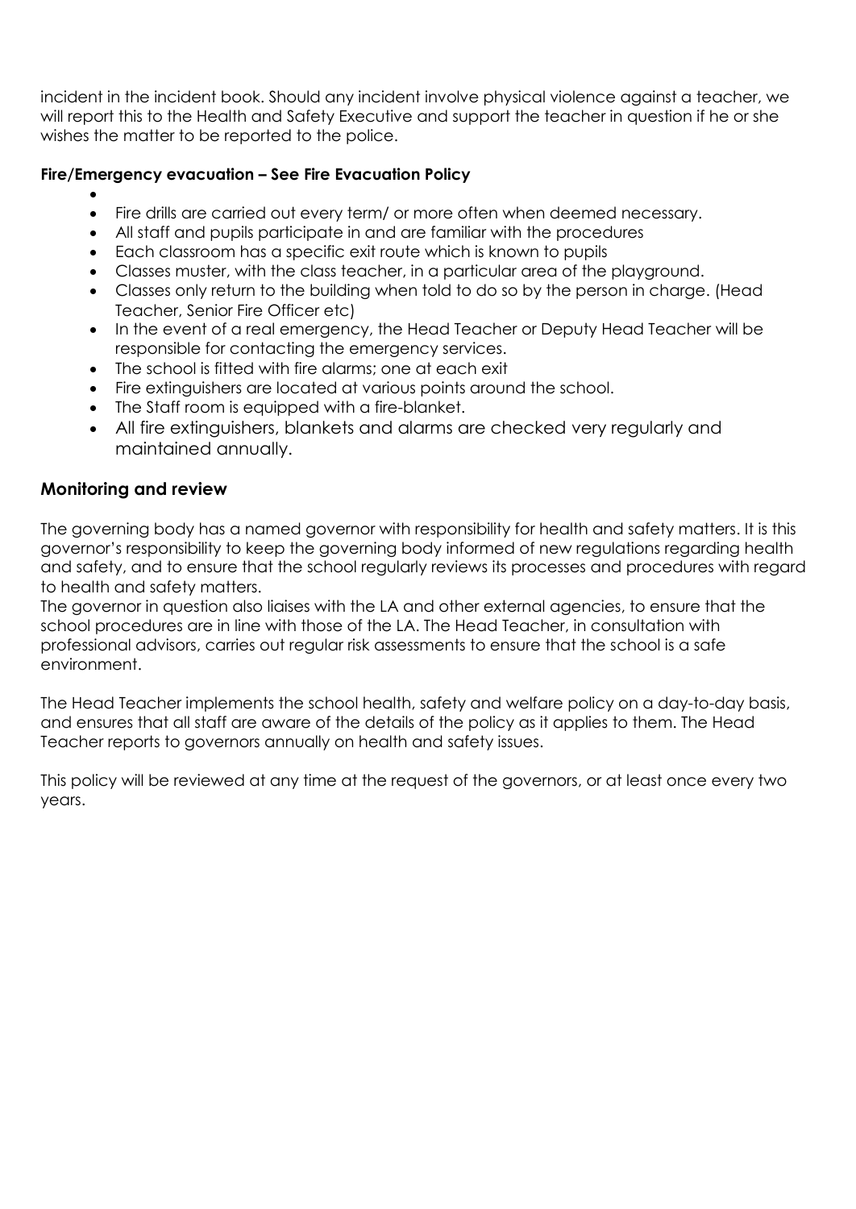incident in the incident book. Should any incident involve physical violence against a teacher, we will report this to the Health and Safety Executive and support the teacher in question if he or she wishes the matter to be reported to the police.

**Fire/Emergency evacuation – See Fire Evacuation Policy**

- Fire drills are carried out every term/ or more often when deemed necessary.
- All staff and pupils participate in and are familiar with the procedures
- Each classroom has a specific exit route which is known to pupils
- Classes muster, with the class teacher, in a particular area of the playground.
- Classes only return to the building when told to do so by the person in charge. (Head Teacher, Senior Fire Officer etc)
- In the event of a real emergency, the Head Teacher or Deputy Head Teacher will be responsible for contacting the emergency services.
- The school is fitted with fire alarms; one at each exit
- Fire extinguishers are located at various points around the school.
- The Staff room is equipped with a fire-blanket.
- All fire extinguishers, blankets and alarms are checked very regularly and maintained annually.

## Monitoring and review

The governing body has a named governor with responsibility for health and safety matters. It is this governor's responsibility to keep the governing body informed of new regulations regarding health and safety, and to ensure that the school regularly reviews its processes and procedures with regard to health and safety matters.
The governor in question also liaises with the LA and other external agencies, to ensure that the school procedures are in line with those of the LA. The Head Teacher, in consultation with professional advisors, carries out regular risk assessments to ensure that the school is a safe environment.

The Head Teacher implements the school health, safety and welfare policy on a day-to-day basis, and ensures that all staff are aware of the details of the policy as it applies to them. The Head Teacher reports to governors annually on health and safety issues.

This policy will be reviewed at any time at the request of the governors, or at least once every two years.